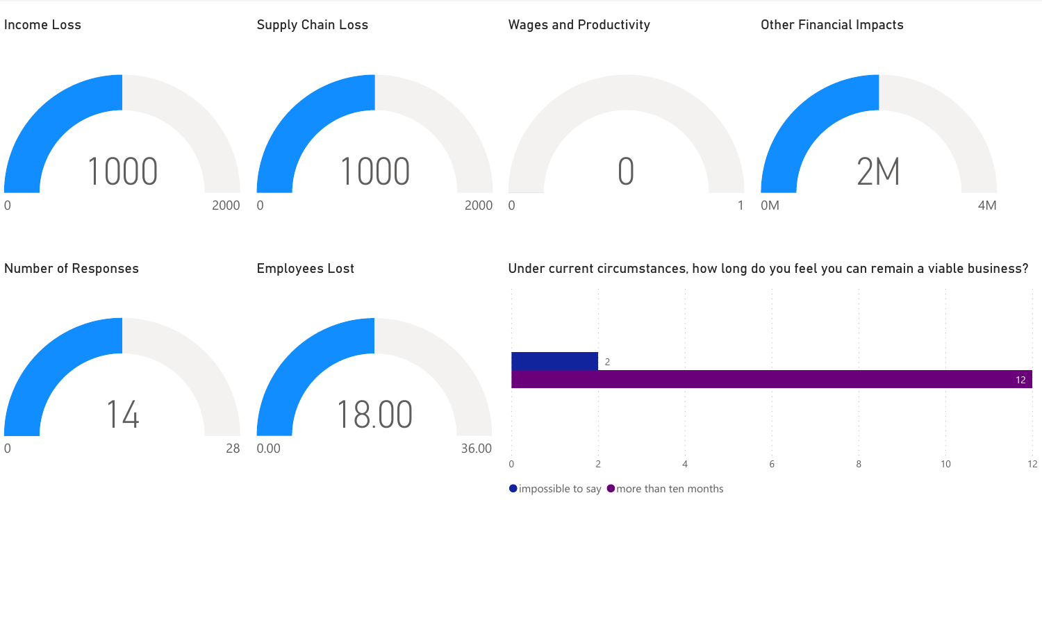## Income Loss

1000

0 2000

## Supply Chain Loss

1000

0 2000

## Wages and Productivity

0

0 1

## Other Financial Impacts

2M

0M 4M

## Number of Responses

14

0 28

## Employees Lost

18.00

0.00 36.00

## Under current circumstances, how long do you feel you can remain a viable business?

| Response | Count |
| --- | --- |
| impossible to say | 2 |
| more than ten months | 12 |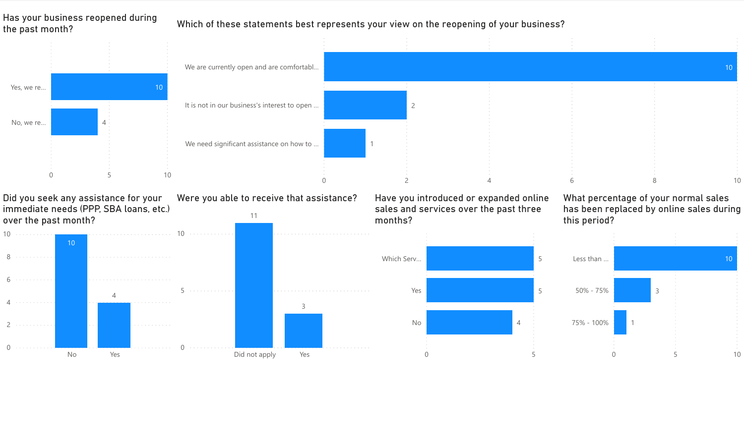## Has your business reopened during the past month?

Yes, we re... 10
No, we re... 4

0
5
10

## Which of these statements best represents your view on the reopening of your business?

We are currently open and are comfortabl... 10
It is not in our business's interest to open ... 2
We need significant assistance on how to ... 1

0
2
4
6
8
10

## Did you seek any assistance for your immediate needs (PPP, SBA loans, etc.) over the past month?

10
8
6
4
2
0

No 10
Yes 4

## Were you able to receive that assistance?

10
5
0

Did not apply 11
Yes 3

## Have you introduced or expanded online sales and services over the past three months?

Which Serv... 5
Yes 5
No 4

0
5

## What percentage of your normal sales has been replaced by online sales during this period?

Less than ... 10
50% - 75% 3
75% - 100% 1

0
5
10